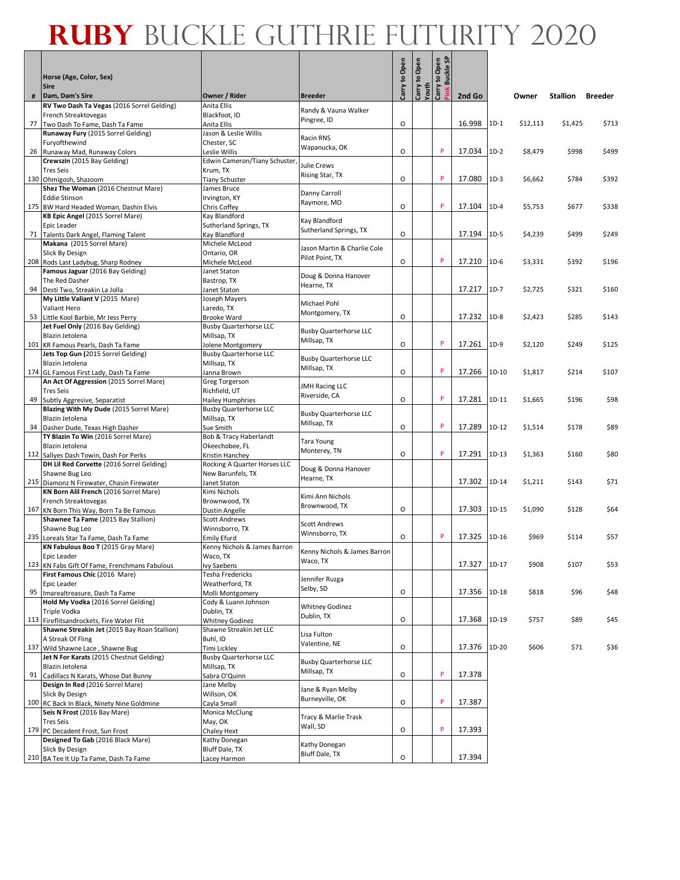# RUBY BUCKLE GUTHRIE FUTURITY 2020

| # | Horse (Age, Color, Sex) Sire Dam, Dam's Sire | Owner / Rider | Breeder | Carry to Open | Carry to Open Youth | Carry to Open Pink Buckle SP | 2nd Go | | Owner | Stallion | Breeder |
|---|---|---|---|---|---|---|---|---|---|---|---|
| 77 | **RV Two Dash Ta Vegas** (2016 Sorrel Gelding) French Streaktovegas Two Dash To Fame, Dash Ta Fame | Anita Ellis Blackfoot, ID Anita Ellis | Randy & Vauna Walker Pingree, ID | O | | | 16.998 | 1D-1 | $12,113 | $1,425 | $713 |
| 26 | **Runaway Fury** (2015 Sorrel Gelding) Furyofthewind Runaway Mad, Runaway Colors | Jason & Leslie Willis Chester, SC Leslie Willis | Racin RNS Wapanucka, OK | O | | P | 17.034 | 1D-2 | $8,479 | $998 | $499 |
| 130 | **Crewszin** (2015 Bay Gelding) Tres Seis Ohmigosh, Shazoom | Edwin Cameron/Tiany Schuster, Krum, TX Tiany Schuster | Julie Crews Rising Star, TX | O | | P | 17.080 | 1D-3 | $6,662 | $784 | $392 |
| 175 | **Shez The Woman** (2016 Chestnut Mare) Eddie Stinson BW Hard Headed Woman, Dashin Elvis | James Bruce Irvington, KY Chris Coffey | Danny Carroll Raymore, MO | O | | P | 17.104 | 1D-4 | $5,753 | $677 | $338 |
| 71 | **KB Epic Angel** (2015 Sorrel Mare) Epic Leader Talents Dark Angel, Flaming Talent | Kay Blandford Sutherland Springs, TX Kay Blandford | Kay Blandford Sutherland Springs, TX | O | | | 17.194 | 1D-5 | $4,239 | $499 | $249 |
| 208 | **Makana** (2015 Sorrel Mare) Slick By Design Rods Last Ladybug, Sharp Rodney | Michele McLeod Ontario, OR Michele McLeod | Jason Martin & Charlie Cole Pilot Point, TX | O | | P | 17.210 | 1D-6 | $3,331 | $392 | $196 |
| 94 | **Famous Jaguar** (2016 Bay Gelding) The Red Dasher Desti Two, Streakin La Jolla | Janet Staton Bastrop, TX Janet Staton | Doug & Donna Hanover Hearne, TX | | | | 17.217 | 1D-7 | $2,725 | $321 | $160 |
| 53 | **My Little Valiant V** (2015 Mare) Valiant Hero Little Kool Barbie, Mr Jess Perry | Joseph Mayers Laredo, TX Brooke Ward | Michael Pohl Montgomery, TX | O | | | 17.232 | 1D-8 | $2,423 | $285 | $143 |
| 101 | **Jet Fuel Only** (2016 Bay Gelding) Blazin Jetolena KR Famous Pearls, Dash Ta Fame | Busby Quarterhorse LLC Millsap, TX Jolene Montgomery | Busby Quarterhorse LLC Millsap, TX | O | | P | 17.261 | 1D-9 | $2,120 | $249 | $125 |
| 174 | **Jets Top Gun** (2015 Sorrel Gelding) Blazin Jetolena GL Famous First Lady, Dash Ta Fame | Busby Quarterhorse LLC Millsap, TX Janna Brown | Busby Quarterhorse LLC Millsap, TX | O | | P | 17.266 | 1D-10 | $1,817 | $214 | $107 |
| 49 | **An Act Of Aggression** (2015 Sorrel Mare) Tres Seis Subtly Aggresive, Separatist | Greg Torgerson Richfield, UT Hailey Humphries | JMH Racing LLC Riverside, CA | O | | P | 17.281 | 1D-11 | $1,665 | $196 | $98 |
| 34 | **Blazing With My Dude** (2015 Sorrel Mare) Blazin Jetolena Dasher Dude, Texas High Dasher | Busby Quarterhorse LLC Millsap, TX Sue Smith | Busby Quarterhorse LLC Millsap, TX | O | | P | 17.289 | 1D-12 | $1,514 | $178 | $89 |
| 112 | **TY Blazin To Win** (2016 Sorrel Mare) Blazin Jetolena Sallyes Dash Towin, Dash For Perks | Bob & Tracy Haberlandt Okeechobee, FL Kristin Hanchey | Tara Young Monterey, TN | O | | P | 17.291 | 1D-13 | $1,363 | $160 | $80 |
| 215 | **DH Lil Red Corvette** (2016 Sorrel Gelding) Shawne Bug Leo Diamonz N Firewater, Chasin Firewater | Rocking A Quarter Horses LLC New Barunfels, TX Janet Staton | Doug & Donna Hanover Hearne, TX | | | | 17.302 | 1D-14 | $1,211 | $143 | $71 |
| 167 | **KN Born Alil French** (2016 Sorrel Mare) French Streaktovegas KN Born This Way, Born Ta Be Famous | Kimi Nichols Brownwood, TX Dustin Angelle | Kimi Ann Nichols Brownwood, TX | O | | | 17.303 | 1D-15 | $1,090 | $128 | $64 |
| 235 | **Shawnee Ta Fame** (2015 Bay Stallion) Shawne Bug Leo Loreals Star Ta Fame, Dash Ta Fame | Scott Andrews Winnsborro, TX Emily Efurd | Scott Andrews Winnsborro, TX | O | | P | 17.325 | 1D-16 | $969 | $114 | $57 |
| 123 | **KN Fabulous Boo T** (2015 Gray Mare) Epic Leader KN Fabs Gift Of Fame, Frenchmans Fabulous | Kenny Nichols & James Barron Waco, TX Ivy Saebens | Kenny Nichols & James Barron Waco, TX | | | | 17.327 | 1D-17 | $908 | $107 | $53 |
| 95 | **First Famous Chic** (2016 Mare) Epic Leader Imarealtreasure, Dash Ta Fame | Tesha Fredericks Weatherford, TX Molli Montgomery | Jennifer Ruzga Selby, SD | O | | | 17.356 | 1D-18 | $818 | $96 | $48 |
| 113 | **Hold My Vodka** (2016 Sorrel Gelding) Triple Vodka Fireflitsandrockets, Fire Water Flit | Cody & Luann Johnson Dublin, TX Whitney Godinez | Whitney Godinez Dublin, TX | O | | | 17.368 | 1D-19 | $757 | $89 | $45 |
| 137 | **Shawne Streakin Jet** (2015 Bay Roan Stallion) A Streak Of Fling Wild Shawne Lace , Shawne Bug | Shawne Streakin Jet LLC Buhl, ID Timi Lickley | Lisa Fulton Valentine, NE | O | | | 17.376 | 1D-20 | $606 | $71 | $36 |
| 91 | **Jet N For Karats** (2015 Chestnut Gelding) Blazin Jetolena Cadillacs N Karats, Whose Dat Bunny | Busby Quarterhorse LLC Millsap, TX Sabra O'Quinn | Busby Quarterhorse LLC Millsap, TX | O | | P | 17.378 | | | | |
| 100 | **Design In Red** (2016 Sorrel Mare) Slick By Design RC Back In Black, Ninety Nine Goldmine | Jane Melby Willson, OK Cayla Small | Jane & Ryan Melby Burneyville, OK | O | | P | 17.387 | | | | |
| 179 | **Seis N Frost** (2016 Bay Mare) Tres Seis PC Decadent Frost, Sun Frost | Monica McClung May, OK Chaley Hext | Tracy & Marlie Trask Wall, SD | O | | P | 17.393 | | | | |
| 210 | **Designed To Gab** (2016 Black Mare) Slick By Design BA Tee It Up Ta Fame, Dash Ta Fame | Kathy Donegan Bluff Dale, TX Lacey Harmon | Kathy Donegan Bluff Dale, TX | O | | | 17.394 | | | | |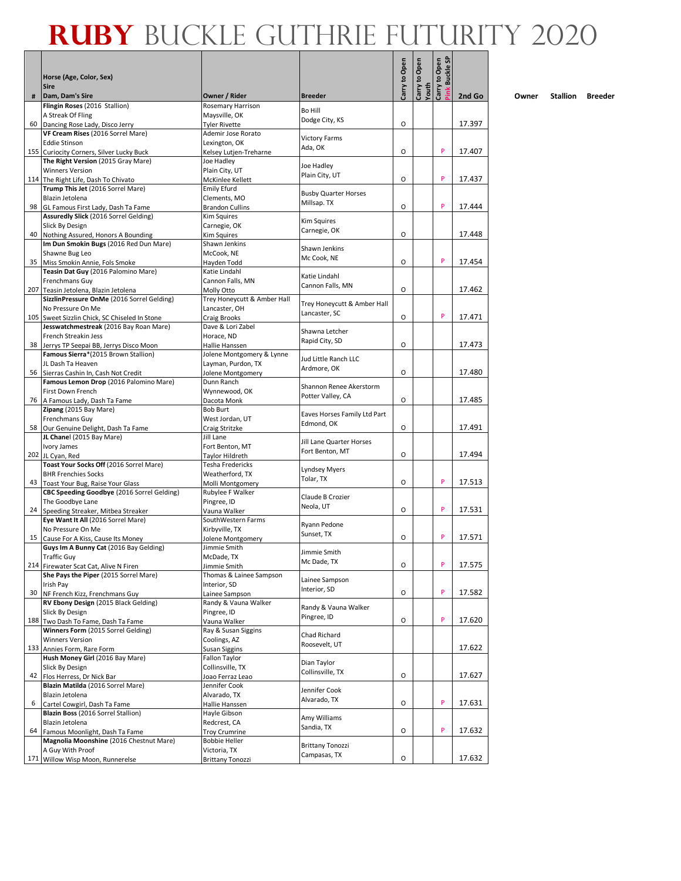# RUBY BUCKLE GUTHRIE FUTURITY 2020

| # | Horse (Age, Color, Sex)<br>Sire<br>Dam, Dam's Sire | Owner / Rider | Breeder | Carry to Open | Carry to Open Youth | Carry to Open Pink Buckle SP | 2nd Go | Owner | Stallion | Breeder |
|---|---|---|---|---|---|---|---|---|---|---|
| 60 | **Flingin Roses** (2016 Stallion)<br>A Streak Of Fling<br>Dancing Rose Lady, Disco Jerry | Rosemary Harrison<br>Maysville, OK<br>Tyler Rivette | Bo Hill<br>Dodge City, KS | O | | | 17.397 | | | |
| 155 | **VF Cream Rises** (2016 Sorrel Mare)<br>Eddie Stinson<br>Curiocity Corners, Silver Lucky Buck | Ademir Jose Rorato<br>Lexington, OK<br>Kelsey Lutjen-Treharne | Victory Farms<br>Ada, OK | O | | P | 17.407 | | | |
| 114 | **The Right Version** (2015 Gray Mare)<br>Winners Version<br>The Right Life, Dash To Chivato | Joe Hadley<br>Plain City, UT<br>McKinlee Kellett | Joe Hadley<br>Plain City, UT | O | | P | 17.437 | | | |
| 98 | **Trump This Jet** (2016 Sorrel Mare)<br>Blazin Jetolena<br>GL Famous First Lady, Dash Ta Fame | Emily Efurd<br>Clements, MO<br>Brandon Cullins | Busby Quarter Horses<br>Millsap. TX | O | | P | 17.444 | | | |
| 40 | **Assuredly Slick** (2016 Sorrel Gelding)<br>Slick By Design<br>Nothing Assured, Honors A Bounding | Kim Squires<br>Carnegie, OK<br>Kim Squires | Kim Squires<br>Carnegie, OK | O | | | 17.448 | | | |
| 35 | **Im Dun Smokin Bugs** (2016 Red Dun Mare)<br>Shawne Bug Leo<br>Miss Smokin Annie, Fols Smoke | Shawn Jenkins<br>McCook, NE<br>Hayden Todd | Shawn Jenkins<br>Mc Cook, NE | O | | P | 17.454 | | | |
| 207 | **Teasin Dat Guy** (2016 Palomino Mare)<br>Frenchmans Guy<br>Teasin Jetolena, Blazin Jetolena | Katie Lindahl<br>Cannon Falls, MN<br>Molly Otto | Katie Lindahl<br>Cannon Falls, MN | O | | | 17.462 | | | |
| 105 | **SizzlinPressure OnMe** (2016 Sorrel Gelding)<br>No Pressure On Me<br>Sweet Sizzlin Chick, SC Chiseled In Stone | Trey Honeycutt & Amber Hall<br>Lancaster, OH<br>Craig Brooks | Trey Honeycutt & Amber Hall<br>Lancaster, SC | O | | P | 17.471 | | | |
| 38 | **Jesswatchmestreak** (2016 Bay Roan Mare)<br>French Streakin Jess<br>Jerrys TP Seepai BB, Jerrys Disco Moon | Dave & Lori Zabel<br>Horace, ND<br>Hallie Hanssen | Shawna Letcher<br>Rapid City, SD | O | | | 17.473 | | | |
| 56 | **Famous Sierra***(2015 Brown Stallion)<br>JL Dash Ta Heaven<br>Sierras Cashin In, Cash Not Credit | Jolene Montgomery & Lynne<br>Layman, Purdon, TX<br>Jolene Montgomery | Jud Little Ranch LLC<br>Ardmore, OK | O | | | 17.480 | | | |
| 76 | **Famous Lemon Drop** (2016 Palomino Mare)<br>First Down French<br>A Famous Lady, Dash Ta Fame | Dunn Ranch<br>Wynnewood, OK<br>Dacota Monk | Shannon Renee Akerstorm<br>Potter Valley, CA | O | | | 17.485 | | | |
| 58 | **Zipang** (2015 Bay Mare)<br>Frenchmans Guy<br>Our Genuine Delight, Dash Ta Fame | Bob Burt<br>West Jordan, UT<br>Craig Stritzke | Eaves Horses Family Ltd Part<br>Edmond, OK | O | | | 17.491 | | | |
| 202 | **JL Chanel** (2015 Bay Mare)<br>Ivory James<br>JL Cyan, Red | Jill Lane<br>Fort Benton, MT<br>Taylor Hildreth | Jill Lane Quarter Horses<br>Fort Benton, MT | O | | | 17.494 | | | |
| 43 | **Toast Your Socks Off** (2016 Sorrel Mare)<br>BHR Frenchies Socks<br>Toast Your Bug, Raise Your Glass | Tesha Fredericks<br>Weatherford, TX<br>Molli Montgomery | Lyndsey Myers<br>Tolar, TX | O | | P | 17.513 | | | |
| 24 | **CBC Speeding Goodbye** (2016 Sorrel Gelding)<br>The Goodbye Lane<br>Speeding Streaker, Mitbea Streaker | Rubylee F Walker<br>Pingree, ID<br>Vauna Walker | Claude B Crozier<br>Neola, UT | O | | P | 17.531 | | | |
| 15 | **Eye Want It All** (2016 Sorrel Mare)<br>No Pressure On Me<br>Cause For A Kiss, Cause Its Money | SouthWestern Farms<br>Kirbyville, TX<br>Jolene Montgomery | Ryann Pedone<br>Sunset, TX | O | | P | 17.571 | | | |
| 214 | **Guys Im A Bunny Cat** (2016 Bay Gelding)<br>Traffic Guy<br>Firewater Scat Cat, Alive N Firen | Jimmie Smith<br>McDade, TX<br>Jimmie Smith | Jimmie Smith<br>Mc Dade, TX | O | | P | 17.575 | | | |
| 30 | **She Pays the Piper** (2015 Sorrel Mare)<br>Irish Pay<br>NF French Kizz, Frenchmans Guy | Thomas & Lainee Sampson<br>Interior, SD<br>Lainee Sampson | Lainee Sampson<br>Interior, SD | O | | P | 17.582 | | | |
| 188 | **RV Ebony Design** (2015 Black Gelding)<br>Slick By Design<br>Two Dash To Fame, Dash Ta Fame | Randy & Vauna Walker<br>Pingree, ID<br>Vauna Walker | Randy & Vauna Walker<br>Pingree, ID | O | | P | 17.620 | | | |
| 133 | **Winners Form** (2015 Sorrel Gelding)<br>Winners Version<br>Annies Form, Rare Form | Ray & Susan Siggins<br>Coolings, AZ<br>Susan Siggins | Chad Richard<br>Roosevelt, UT | | | | 17.622 | | | |
| 42 | **Hush Money Girl** (2016 Bay Mare)<br>Slick By Design<br>Flos Herress, Dr Nick Bar | Fallon Taylor<br>Collinsville, TX<br>Joao Ferraz Leao | Dian Taylor<br>Collinsville, TX | O | | | 17.627 | | | |
| 6 | **Blazin Matilda** (2016 Sorrel Mare)<br>Blazin Jetolena<br>Cartel Cowgirl, Dash Ta Fame | Jennifer Cook<br>Alvarado, TX<br>Hallie Hanssen | Jennifer Cook<br>Alvarado, TX | O | | P | 17.631 | | | |
| 64 | **Blazin Boss** (2016 Sorrel Stallion)<br>Blazin Jetolena<br>Famous Moonlight, Dash Ta Fame | Hayle Gibson<br>Redcrest, CA<br>Troy Crumrine | Amy Williams<br>Sandia, TX | O | | P | 17.632 | | | |
| 171 | **Magnolia Moonshine** (2016 Chestnut Mare)<br>A Guy With Proof<br>Willow Wisp Moon, Runnerelse | Bobbie Heller<br>Victoria, TX<br>Brittany Tonozzi | Brittany Tonozzi<br>Campasas, TX | O | | | 17.632 | | | |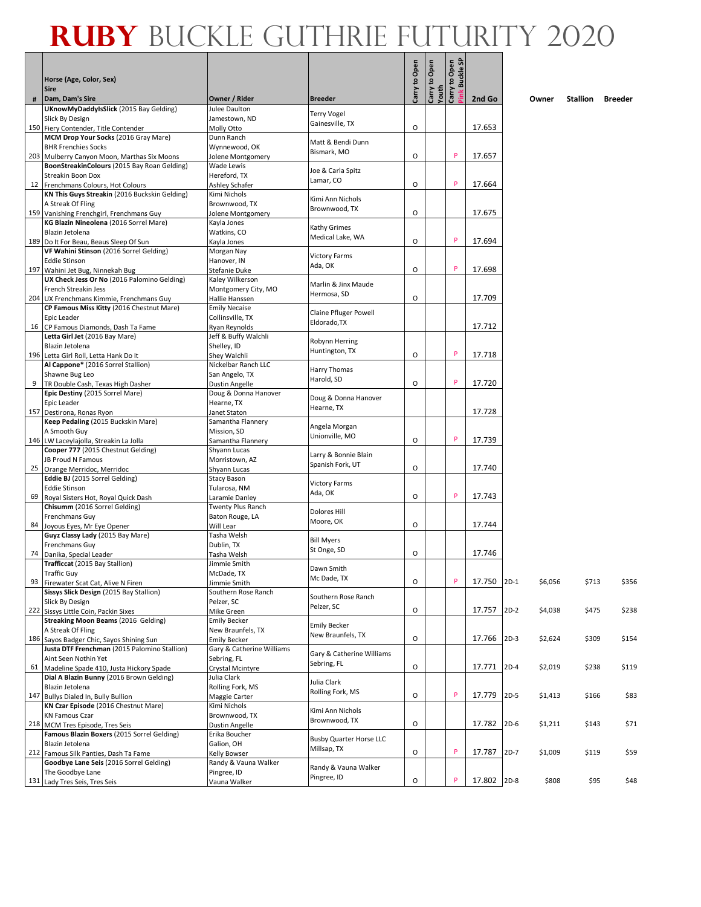# RUBY BUCKLE GUTHRIE FUTURITY 2020

| # | Horse (Age, Color, Sex) Sire Dam, Dam's Sire | Owner / Rider | Breeder | Carry to Open | Carry to Open Youth | Carry to Open Pink Buckle SP | 2nd Go | | Owner | Stallion | Breeder |
|---|---|---|---|---|---|---|---|---|---|---|---|
| 150 | **UKnowMyDaddyIsSlick** (2015 Bay Gelding) Slick By Design Fiery Contender, Title Contender | Julee Daulton Jamestown, ND Molly Otto | Terry Vogel Gainesville, TX | O | | | 17.653 | | | | |
| 203 | **MCM Drop Your Socks** (2016 Gray Mare) BHR Frenchies Socks Mulberry Canyon Moon, Marthas Six Moons | Dunn Ranch Wynnewood, OK Jolene Montgomery | Matt & Bendi Dunn Bismark, MO | O | | P | 17.657 | | | | |
| 12 | **BoonStreakinColours** (2015 Bay Roan Gelding) Streakin Boon Dox Frenchmans Colours, Hot Colours | Wade Lewis Hereford, TX Ashley Schafer | Joe & Carla Spitz Lamar, CO | O | | P | 17.664 | | | | |
| 159 | **KN This Guys Streakin** (2016 Buckskin Gelding) A Streak Of Fling Vanishing Frenchgirl, Frenchmans Guy | Kimi Nichols Brownwood, TX Jolene Montgomery | Kimi Ann Nichols Brownwood, TX | O | | | 17.675 | | | | |
| 189 | **KG Blazin Nineolena** (2016 Sorrel Mare) Blazin Jetolena Do It For Beau, Beaus Sleep Of Sun | Kayla Jones Watkins, CO Kayla Jones | Kathy Grimes Medical Lake, WA | O | | P | 17.694 | | | | |
| 197 | **VF Wahini Stinson** (2016 Sorrel Gelding) Eddie Stinson Wahini Jet Bug, Ninnekah Bug | Morgan Nay Hanover, IN Stefanie Duke | Victory Farms Ada, OK | O | | P | 17.698 | | | | |
| 204 | **UX Check Jess Or No** (2016 Palomino Gelding) French Streakin Jess UX Frenchmans Kimmie, Frenchmans Guy | Kaley Wilkerson Montgomery City, MO Hallie Hanssen | Marlin & Jinx Maude Hermosa, SD | O | | | 17.709 | | | | |
| 16 | **CP Famous Miss Kitty** (2016 Chestnut Mare) Epic Leader CP Famous Diamonds, Dash Ta Fame | Emily Necaise Collinsville, TX Ryan Reynolds | Claine Pfluger Powell Eldorado,TX | | | | 17.712 | | | | |
| 196 | **Letta Girl Jet** (2016 Bay Mare) Blazin Jetolena Letta Girl Roll, Letta Hank Do It | Jeff & Buffy Walchli Shelley, ID Shey Walchli | Robynn Herring Huntington, TX | O | | P | 17.718 | | | | |
| 9 | **Al Cappone*** (2016 Sorrel Stallion) Shawne Bug Leo TR Double Cash, Texas High Dasher | Nickelbar Ranch LLC San Angelo, TX Dustin Angelle | Harry Thomas Harold, SD | O | | P | 17.720 | | | | |
| 157 | **Epic Destiny** (2015 Sorrel Mare) Epic Leader Destirona, Ronas Ryon | Doug & Donna Hanover Hearne, TX Janet Staton | Doug & Donna Hanover Hearne, TX | | | | 17.728 | | | | |
| 146 | **Keep Pedaling** (2015 Buckskin Mare) A Smooth Guy LW Laceyjajolla, Streakin La Jolla | Samantha Flannery Mission, SD Samantha Flannery | Angela Morgan Unionville, MO | O | | P | 17.739 | | | | |
| 25 | **Cooper 777** (2015 Chestnut Gelding) JB Proud N Famous Orange Merridoc, Merridoc | Shyann Lucas Morristown, AZ Shyann Lucas | Larry & Bonnie Blain Spanish Fork, UT | O | | | 17.740 | | | | |
| 69 | **Eddie BJ** (2015 Sorrel Gelding) Eddie Stinson Royal Sisters Hot, Royal Quick Dash | Stacy Bason Tularosa, NM Laramie Danley | Victory Farms Ada, OK | O | | P | 17.743 | | | | |
| 84 | **Chisumm** (2016 Sorrel Gelding) Frenchmans Guy Joyous Eyes, Mr Eye Opener | Twenty Plus Ranch Baton Rouge, LA Will Lear | Dolores Hill Moore, OK | O | | | 17.744 | | | | |
| 74 | **Guyz Classy Lady** (2015 Bay Mare) Frenchmans Guy Danika, Special Leader | Tasha Welsh Dublin, TX Tasha Welsh | Bill Myers St Onge, SD | O | | | 17.746 | | | | |
| 93 | **Trafficcat** (2015 Bay Stallion) Traffic Guy Firewater Scat Cat, Alive N Firen | Jimmie Smith McDade, TX Jimmie Smith | Dawn Smith Mc Dade, TX | O | | P | 17.750 | 2D-1 | $6,056 | $713 | $356 |
| 222 | **Sissys Slick Design** (2015 Bay Stallion) Slick By Design Sissys Little Coin, Packin Sixes | Southern Rose Ranch Pelzer, SC Mike Green | Southern Rose Ranch Pelzer, SC | O | | | 17.757 | 2D-2 | $4,038 | $475 | $238 |
| 186 | **Streaking Moon Beams** (2016 Gelding) A Streak Of Fling Sayos Badger Chic, Sayos Shining Sun | Emily Becker New Braunfels, TX Emily Becker | Emily Becker New Braunfels, TX | O | | | 17.766 | 2D-3 | $2,624 | $309 | $154 |
| 61 | **Justa DTF Frenchman** (2015 Palomino Stallion) Aint Seen Nothin Yet Madeline Spade 410, Justa Hickory Spade | Gary & Catherine Williams Sebring, FL Crystal Mcintyre | Gary & Catherine Williams Sebring, FL | O | | | 17.771 | 2D-4 | $2,019 | $238 | $119 |
| 147 | **Dial A Blazin Bunny** (2016 Brown Gelding) Blazin Jetolena Bullys Dialed In, Bully Bullion | Julia Clark Rolling Fork, MS Maggie Carter | Julia Clark Rolling Fork, MS | O | | P | 17.779 | 2D-5 | $1,413 | $166 | $83 |
| 218 | **KN Czar Episode** (2016 Chestnut Mare) KN Famous Czar MCM Tres Episode, Tres Seis | Kimi Nichols Brownwood, TX Dustin Angelle | Kimi Ann Nichols Brownwood, TX | O | | | 17.782 | 2D-6 | $1,211 | $143 | $71 |
| 212 | **Famous Blazin Boxers** (2015 Sorrel Gelding) Blazin Jetolena Famous Silk Panties, Dash Ta Fame | Erika Boucher Galion, OH Kelly Bowser | Busby Quarter Horse LLC Millsap, TX | O | | P | 17.787 | 2D-7 | $1,009 | $119 | $59 |
| 131 | **Goodbye Lane Seis** (2016 Sorrel Gelding) The Goodbye Lane Lady Tres Seis, Tres Seis | Randy & Vauna Walker Pingree, ID Vauna Walker | Randy & Vauna Walker Pingree, ID | O | | P | 17.802 | 2D-8 | $808 | $95 | $48 |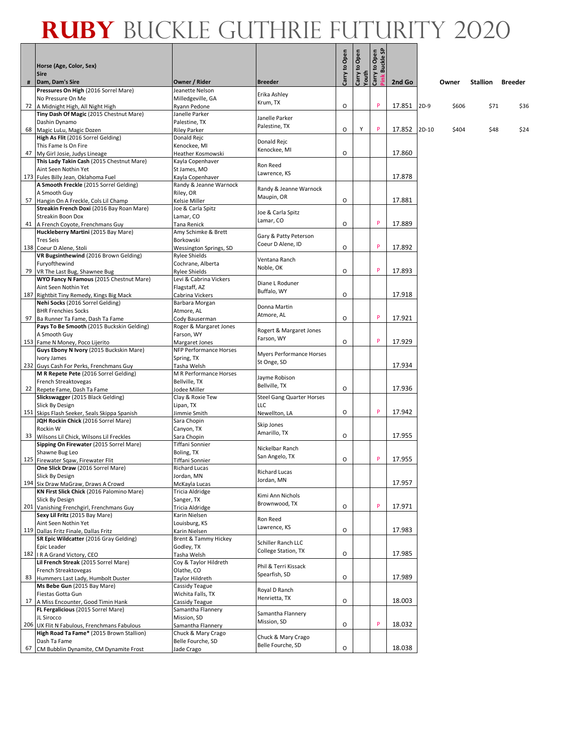# RUBY BUCKLE GUTHRIE FUTURITY 2020

| # | Horse (Age, Color, Sex) Sire Dam, Dam's Sire | Owner / Rider | Breeder | Carry to Open | Carry to Open Youth | Carry to Open Pink Buckle SP | 2nd Go | | Owner | Stallion | Breeder |
|---|---|---|---|---|---|---|---|---|---|---|---|
| 72 | **Pressures On High** (2016 Sorrel Mare) No Pressure On Me A Midnight High, All Night High | Jeanette Nelson Milledgeville, GA Ryann Pedone | Erika Ashley Krum, TX | O | | P | 17.851 | 2D-9 | $606 | $71 | $36 |
| 68 | **Tiny Dash Of Magic** (2015 Chestnut Mare) Dashin Dynamo Magic LuLu, Magic Dozen | Janelle Parker Palestine, TX Riley Parker | Janelle Parker Palestine, TX | O | Y | P | 17.852 | 2D-10 | $404 | $48 | $24 |
| 47 | **High As Flit** (2016 Sorrel Gelding) This Fame Is On Fire My Girl Josie, Judys Lineage | Donald Rejc Kenockee, MI Heather Kosmowski | Donald Rejc Kenockee, MI | O | | | 17.860 | | | | |
| 173 | **This Lady Takin Cash** (2015 Chestnut Mare) Aint Seen Nothin Yet Fules Billy Jean, Oklahoma Fuel | Kayla Copenhaver St James, MO Kayla Copenhaver | Ron Reed Lawrence, KS | | | | 17.878 | | | | |
| 57 | **A Smooth Freckle** (2015 Sorrel Gelding) A Smooth Guy Hangin On A Freckle, Cols Lil Champ | Randy & Jeanne Warnock Riley, OR Kelsie Miller | Randy & Jeanne Warnock Maupin, OR | O | | | 17.881 | | | | |
| 41 | **Streakin French Doxi** (2016 Bay Roan Mare) Streakin Boon Dox A French Coyote, Frenchmans Guy | Joe & Carla Spitz Lamar, CO Tana Renick | Joe & Carla Spitz Lamar, CO | O | | P | 17.889 | | | | |
| 138 | **Huckleberry Martini** (2015 Bay Mare) Tres Seis Coeur D Alene, Stoli | Amy Schimke & Brett Borkowski Wessington Springs, SD | Gary & Patty Peterson Coeur D Alene, ID | O | | P | 17.892 | | | | |
| 79 | **VR Bugsinthewind** (2016 Brown Gelding) Furyofthewind VR The Last Bug, Shawnee Bug | Rylee Shields Cochrane, Alberta Rylee Shields | Ventana Ranch Noble, OK | O | | P | 17.893 | | | | |
| 187 | **WYO Fancy N Famous** (2015 Chestnut Mare) Aint Seen Nothin Yet Rightbit Tiny Remedy, Kings Big Mack | Levi & Cabrina Vickers Flagstaff, AZ Cabrina Vickers | Diane L Roduner Buffalo, WY | O | | | 17.918 | | | | |
| 97 | **Nehi Socks** (2016 Sorrel Gelding) BHR Frenchies Socks Ba Runner Ta Fame, Dash Ta Fame | Barbara Morgan Atmore, AL Cody Bauserman | Donna Martin Atmore, AL | O | | P | 17.921 | | | | |
| 153 | **Pays To Be Smooth** (2015 Buckskin Gelding) A Smooth Guy Fame N Money, Poco Lijerito | Roger & Margaret Jones Farson, WY Margaret Jones | Rogert & Margaret Jones Farson, WY | O | | P | 17.929 | | | | |
| 232 | **Guys Ebony N Ivory** (2015 Buckskin Mare) Ivory James Guys Cash For Perks, Frenchmans Guy | NFP Performance Horses Spring, TX Tasha Welsh | Myers Performance Horses St Onge, SD | | | | 17.934 | | | | |
| 22 | **M R Repete Pete** (2016 Sorrel Gelding) French Streaktovegas Repete Fame, Dash Ta Fame | M R Performance Horses Bellville, TX Jodee Miller | Jayme Robison Bellville, TX | O | | | 17.936 | | | | |
| 151 | **Slickswagger** (2015 Black Gelding) Slick By Design Skips Flash Seeker, Seals Skippa Spanish | Clay & Roxie Tew Lipan, TX Jimmie Smith | Steel Gang Quarter Horses LLC Newellton, LA | O | | P | 17.942 | | | | |
| 33 | **JQH Rockin Chick** (2016 Sorrel Mare) Rockin W Wilsons Lil Chick, Wilsons Lil Freckles | Sara Chopin Canyon, TX Sara Chopin | Skip Jones Amarillo, TX | O | | | 17.955 | | | | |
| 125 | **Sipping On Firewater** (2015 Sorrel Mare) Shawne Bug Leo Firewater Sqaw, Firewater Flit | Tiffani Sonnier Boling, TX Tiffani Sonnier | Nickelbar Ranch San Angelo, TX | O | | P | 17.955 | | | | |
| 194 | **One Slick Draw** (2016 Sorrel Mare) Slick By Design Six Draw MaGraw, Draws A Crowd | Richard Lucas Jordan, MN McKayla Lucas | Richard Lucas Jordan, MN | | | | 17.957 | | | | |
| 201 | **KN First Slick Chick** (2016 Palomino Mare) Slick By Design Vanishing Frenchgirl, Frenchmans Guy | Tricia Aldridge Sanger, TX Tricia Aldridge | Kimi Ann Nichols Brownwood, TX | O | | P | 17.971 | | | | |
| 119 | **Sexy Lil Fritz** (2015 Bay Mare) Aint Seen Nothin Yet Dallas Fritz Finale, Dallas Fritz | Karin Nielsen Louisburg, KS Karin Nielsen | Ron Reed Lawrence, KS | O | | | 17.983 | | | | |
| 182 | **SR Epic Wildcatter** (2016 Gray Gelding) Epic Leader I R A Grand Victory, CEO | Brent & Tammy Hickey Godley, TX Tasha Welsh | Schiller Ranch LLC College Station, TX | O | | | 17.985 | | | | |
| 83 | **Lil French Streak** (2015 Sorrel Mare) French Streaktovegas Hummers Last Lady, Humbolt Duster | Coy & Taylor Hildreth Olathe, CO Taylor Hildreth | Phil & Terri Kissack Spearfish, SD | O | | | 17.989 | | | | |
| 17 | **Ms Bebe Gun** (2015 Bay Mare) Fiestas Gotta Gun A Miss Encounter, Good Timin Hank | Cassidy Teague Wichita Falls, TX Cassidy Teague | Royal D Ranch Henrietta, TX | O | | | 18.003 | | | | |
| 206 | **FL Fergalicious** (2015 Sorrel Mare) JL Sirocco UX Flit N Fabulous, Frenchmans Fabulous | Samantha Flannery Mission, SD Samantha Flannery | Samantha Flannery Mission, SD | O | | P | 18.032 | | | | |
| 67 | **High Road Ta Fame*** (2015 Brown Stallion) Dash Ta Fame CM Bubblin Dynamite, CM Dynamite Frost | Chuck & Mary Crago Belle Fourche, SD Jade Crago | Chuck & Mary Crago Belle Fourche, SD | O | | | 18.038 | | | | |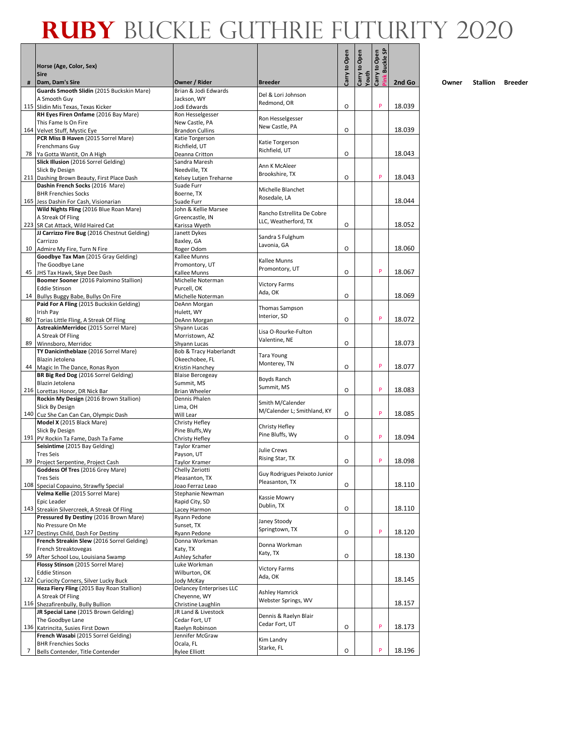# RUBY BUCKLE GUTHRIE FUTURITY 2020

| # | Horse (Age, Color, Sex)<br>Sire<br>Dam, Dam's Sire | Owner / Rider | Breeder | Carry to Open | Carry to Open Youth | Carry to Open Pink Buckle SP | 2nd Go | Owner | Stallion | Breeder |
|---|---|---|---|---|---|---|---|---|---|---|
| 115 | **Guards Smooth Slidin** (2015 Buckskin Mare)<br>A Smooth Guy<br>Slidin Mis Texas, Texas Kicker | Brian & Jodi Edwards<br>Jackson, WY<br>Jodi Edwards | Del & Lori Johnson<br>Redmond, OR | O | | P | 18.039 | | | |
| 164 | **RH Eyes Firen Onfame** (2016 Bay Mare)<br>This Fame Is On Fire<br>Velvet Stuff, Mystic Eye | Ron Hesselgesser<br>New Castle, PA<br>Brandon Cullins | Ron Hesselgesser<br>New Castle, PA | O | | | 18.039 | | | |
| 78 | **PCR Miss B Haven** (2015 Sorrel Mare)<br>Frenchmans Guy<br>Ya Gotta Wantit, On A High | Katie Torgerson<br>Richfield, UT<br>Deanna Critton | Katie Torgerson<br>Richfield, UT | O | | | 18.043 | | | |
| 211 | **Slick Illusion** (2016 Sorrel Gelding)<br>Slick By Design<br>Dashing Brown Beauty, First Place Dash | Sandra Maresh<br>Needville, TX<br>Kelsey Lutjen Treharne | Ann K McAleer<br>Brookshire, TX | O | | P | 18.043 | | | |
| 165 | **Dashin French Socks** (2016 Mare)<br>BHR Frenchies Socks<br>Jess Dashin For Cash, Visionarian | Suade Furr<br>Boerne, TX<br>Suade Furr | Michelle Blanchet<br>Rosedale, LA | | | | 18.044 | | | |
| 223 | **Wild Nights Fling** (2016 Blue Roan Mare)<br>A Streak Of Fling<br>SR Cat Attack, Wild Haired Cat | John & Kellie Marsee<br>Greencastle, IN<br>Karissa Wyeth | Rancho Estrellita De Cobre LLC, Weatherford, TX | O | | | 18.052 | | | |
| 10 | **JJ Carrizzo Fire Bug** (2016 Chestnut Gelding)<br>Carrizzo<br>Admire My Fire, Turn N Fire | Janett Dykes<br>Baxley, GA<br>Roger Odom | Sandra S Fulghum<br>Lavonia, GA | O | | | 18.060 | | | |
| 45 | **Goodbye Tax Man** (2015 Gray Gelding)<br>The Goodbye Lane<br>JHS Tax Hawk, Skye Dee Dash | Kallee Munns<br>Promontory, UT<br>Kallee Munns | Kallee Munns<br>Promontory, UT | O | | P | 18.067 | | | |
| 14 | **Boomer Sooner** (2016 Palomino Stallion)<br>Eddie Stinson<br>Bullys Buggy Babe, Bullys On Fire | Michelle Noterman<br>Purcell, OK<br>Michelle Noterman | Victory Farms<br>Ada, OK | O | | | 18.069 | | | |
| 80 | **Paid For A Fling** (2015 Buckskin Gelding)<br>Irish Pay<br>Torias Little Fling, A Streak Of Fling | DeAnn Morgan<br>Hulett, WY<br>DeAnn Morgan | Thomas Sampson<br>Interior, SD | O | | P | 18.072 | | | |
| 89 | **AstreakinMerridoc** (2015 Sorrel Mare)<br>A Streak Of Fling<br>Winnsboro, Merridoc | Shyann Lucas<br>Morristown, AZ<br>Shyann Lucas | Lisa O-Rourke-Fulton<br>Valentine, NE | O | | | 18.073 | | | |
| 44 | **TY Danicintheblaze** (2016 Sorrel Mare)<br>Blazin Jetolena<br>Magic In The Dance, Ronas Ryon | Bob & Tracy Haberlandt<br>Okeechobee, FL<br>Kristin Hanchey | Tara Young<br>Monterey, TN | O | | P | 18.077 | | | |
| 216 | **BR Big Red Dog** (2016 Sorrel Gelding)<br>Blazin Jetolena<br>Lorettas Honor, DR Nick Bar | Blaise Bercegeay<br>Summit, MS<br>Brian Wheeler | Boyds Ranch<br>Summit, MS | O | | P | 18.083 | | | |
| 140 | **Rockin My Design** (2016 Brown Stallion)<br>Slick By Design<br>Cuz She Can Can Can, Olympic Dash | Dennis Phalen<br>Lima, OH<br>Will Lear | Smith M/Calender M/Calender L; Smithland, KY | O | | P | 18.085 | | | |
| 191 | **Model X** (2015 Black Mare)<br>Slick By Design<br>PV Rockin Ta Fame, Dash Ta Fame | Christy Hefley<br>Pine Bluffs,Wy<br>Christy Hefley | Christy Hefley<br>Pine Bluffs, Wy | O | | P | 18.094 | | | |
| 39 | **Seisintime** (2015 Bay Gelding)<br>Tres Seis<br>Project Serpentine, Project Cash | Taylor Kramer<br>Payson, UT<br>Taylor Kramer | Julie Crews<br>Rising Star, TX | O | | P | 18.098 | | | |
| 108 | **Goddess Of Tres** (2016 Grey Mare)<br>Tres Seis<br>Special Copauino, Strawfly Special | Chelly Zeriotti<br>Pleasanton, TX<br>Joao Ferraz Leao | Guy Rodrigues Peixoto Junior<br>Pleasanton, TX | O | | | 18.110 | | | |
| 143 | **Velma Kellie** (2015 Sorrel Mare)<br>Epic Leader<br>Streakin Silvercreek, A Streak Of Fling | Stephanie Newman<br>Rapid City, SD<br>Lacey Harmon | Kassie Mowry<br>Dublin, TX | O | | | 18.110 | | | |
| 127 | **Pressured By Destiny** (2016 Brown Mare)<br>No Pressure On Me<br>Destinys Child, Dash For Destiny | Ryann Pedone<br>Sunset, TX<br>Ryann Pedone | Janey Stoody<br>Springtown, TX | O | | P | 18.120 | | | |
| 59 | **French Streakin Slew** (2016 Sorrel Gelding)<br>French Streaktovegas<br>After School Lou, Louisiana Swamp | Donna Workman<br>Katy, TX<br>Ashley Schafer | Donna Workman<br>Katy, TX | O | | | 18.130 | | | |
| 122 | **Flossy Stinson** (2015 Sorrel Mare)<br>Eddie Stinson<br>Curiocity Corners, Silver Lucky Buck | Luke Workman<br>Wilburton, OK<br>Jody McKay | Victory Farms<br>Ada, OK | | | | 18.145 | | | |
| 116 | **Heza Fiery Fling** (2015 Bay Roan Stallion)<br>A Streak Of Fling<br>Shezafirenbully, Bully Bullion | Delancey Enterprises LLC<br>Cheyenne, WY<br>Christine Laughlin | Ashley Hamrick<br>Webster Springs, WV | | | | 18.157 | | | |
| 136 | **JR Special Lane** (2015 Brown Gelding)<br>The Goodbye Lane<br>Katrincita, Susies First Down | JR Land & Livestock<br>Cedar Fort, UT<br>Raelyn Robinson | Dennis & Raelyn Blair<br>Cedar Fort, UT | O | | P | 18.173 | | | |
| 7 | **French Wasabi** (2015 Sorrel Gelding)<br>BHR Frenchies Socks<br>Bells Contender, Title Contender | Jennifer McGraw<br>Ocala, FL<br>Rylee Elliott | Kim Landry<br>Starke, FL | O | | P | 18.196 | | | |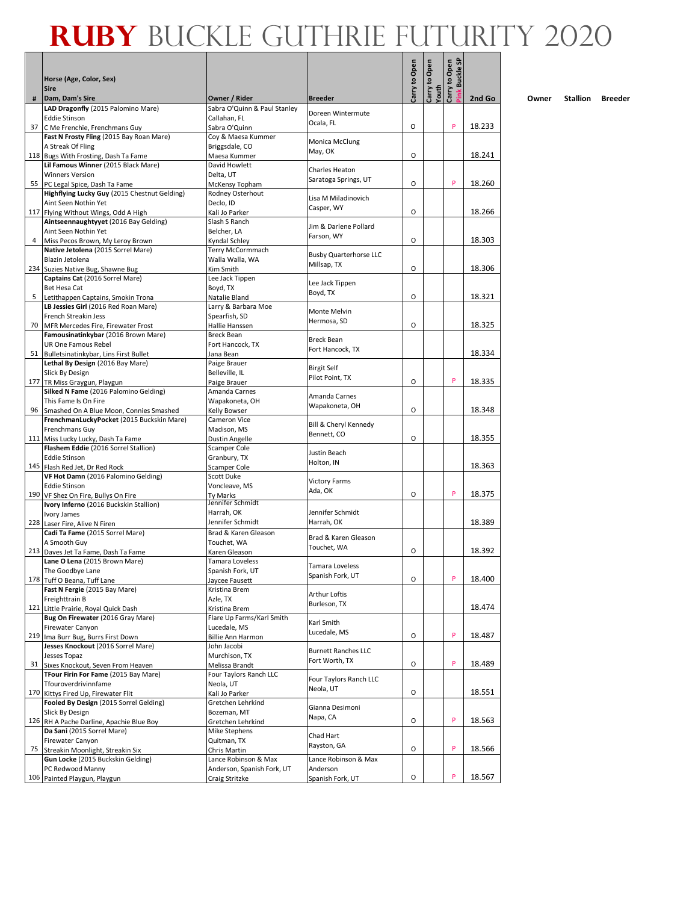# RUBY BUCKLE GUTHRIE FUTURITY 2020

| # | Horse (Age, Color, Sex) / Sire / Dam, Dam's Sire | Owner / Rider | Breeder | Carry to Open | Carry to Open Youth | Carry to Open Pink Buckle SP | 2nd Go | Owner | Stallion | Breeder |
|---|---|---|---|---|---|---|---|---|---|---|
| 37 | **LAD Dragonfly** (2015 Palomino Mare) Eddie Stinson C Me Frenchie, Frenchmans Guy | Sabra O'Quinn & Paul Stanley Callahan, FL Sabra O'Quinn | Doreen Wintermute Ocala, FL | O | | P | 18.233 | | | |
| 118 | **Fast N Frosty Fling** (2015 Bay Roan Mare) A Streak Of Fling Bugs With Frosting, Dash Ta Fame | Coy & Maesa Kummer Briggsdale, CO Maesa Kummer | Monica McClung May, OK | O | | | 18.241 | | | |
| 55 | **Lil Famous Winner** (2015 Black Mare) Winners Version PC Legal Spice, Dash Ta Fame | David Howlett Delta, UT McKensy Topham | Charles Heaton Saratoga Springs, UT | O | | P | 18.260 | | | |
| 117 | **Highflying Lucky Guy** (2015 Chestnut Gelding) Aint Seen Nothin Yet Flying Without Wings, Odd A High | Rodney Osterhout Declo, ID Kali Jo Parker | Lisa M Miladinovich Casper, WY | O | | | 18.266 | | | |
| 4 | **Aintseennaughtyyet** (2016 Bay Gelding) Aint Seen Nothin Yet Miss Pecos Brown, My Leroy Brown | Slash S Ranch Belcher, LA Kyndal Schley | Jim & Darlene Pollard Farson, WY | O | | | 18.303 | | | |
| 234 | **Native Jetolena** (2015 Sorrel Mare) Blazin Jetolena Suzies Native Bug, Shawne Bug | Terry McCormmach Walla Walla, WA Kim Smith | Busby Quarterhorse LLC Millsap, TX | O | | | 18.306 | | | |
| 5 | **Captains Cat** (2016 Sorrel Mare) Bet Hesa Cat Letithappen Captains, Smokin Trona | Lee Jack Tippen Boyd, TX Natalie Bland | Lee Jack Tippen Boyd, TX | O | | | 18.321 | | | |
| 70 | **LB Jessies Girl** (2016 Red Roan Mare) French Streakin Jess MFR Mercedes Fire, Firewater Frost | Larry & Barbara Moe Spearfish, SD Hallie Hanssen | Monte Melvin Hermosa, SD | O | | | 18.325 | | | |
| 51 | **Famousinatinkybar** (2016 Brown Mare) UR One Famous Rebel Bulletsinatinkybar, Lins First Bullet | Breck Bean Fort Hancock, TX Jana Bean | Breck Bean Fort Hancock, TX | | | | 18.334 | | | |
| 177 | **Lethal By Design** (2016 Bay Mare) Slick By Design TR Miss Graygun, Playgun | Paige Brauer Belleville, IL Paige Brauer | Birgit Self Pilot Point, TX | O | | P | 18.335 | | | |
| 96 | **Silked N Fame** (2016 Palomino Gelding) This Fame Is On Fire Smashed On A Blue Moon, Connies Smashed | Amanda Carnes Wapakoneta, OH Kelly Bowser | Amanda Carnes Wapakoneta, OH | O | | | 18.348 | | | |
| 111 | **FrenchmanLuckyPocket** (2015 Buckskin Mare) Frenchmans Guy Miss Lucky Lucky, Dash Ta Fame | Cameron Vice Madison, MS Dustin Angelle | Bill & Cheryl Kennedy Bennett, CO | O | | | 18.355 | | | |
| 145 | **Flashem Eddie** (2016 Sorrel Stallion) Eddie Stinson Flash Red Jet, Dr Red Rock | Scamper Cole Granbury, TX Scamper Cole | Justin Beach Holton, IN | | | | 18.363 | | | |
| 190 | **VF Hot Damn** (2016 Palomino Gelding) Eddie Stinson VF Shez On Fire, Bullys On Fire | Scott Duke Voncleave, MS Ty Marks | Victory Farms Ada, OK | O | | P | 18.375 | | | |
| 228 | **Ivory Inferno** (2016 Buckskin Stallion) Ivory James Laser Fire, Alive N Firen | Jennifer Schmidt Harrah, OK Jennifer Schmidt | Jennifer Schmidt Harrah, OK | | | | 18.389 | | | |
| 213 | **Cadi Ta Fame** (2015 Sorrel Mare) A Smooth Guy Daves Jet Ta Fame, Dash Ta Fame | Brad & Karen Gleason Touchet, WA Karen Gleason | Brad & Karen Gleason Touchet, WA | O | | | 18.392 | | | |
| 178 | **Lane O Lena** (2015 Brown Mare) The Goodbye Lane Tuff O Beana, Tuff Lane | Tamara Loveless Spanish Fork, UT Jaycee Fausett | Tamara Loveless Spanish Fork, UT | O | | P | 18.400 | | | |
| 121 | **Fast N Fergie** (2015 Bay Mare) Freighttrain B Little Prairie, Royal Quick Dash | Kristina Brem Azle, TX Kristina Brem | Arthur Loftis Burleson, TX | | | | 18.474 | | | |
| 219 | **Bug On Firewater** (2016 Gray Mare) Firewater Canyon Ima Burr Bug, Burrs First Down | Flare Up Farms/Karl Smith Lucedale, MS Billie Ann Harmon | Karl Smith Lucedale, MS | O | | P | 18.487 | | | |
| 31 | **Jesses Knockout** (2016 Sorrel Mare) Jesses Topaz Sixes Knockout, Seven From Heaven | John Jacobi Murchison, TX Melissa Brandt | Burnett Ranches LLC Fort Worth, TX | O | | P | 18.489 | | | |
| 170 | **TFour Firin For Fame** (2015 Bay Mare) Tfouroverdrivinnfame Kittys Fired Up, Firewater Flit | Four Taylors Ranch LLC Neola, UT Kali Jo Parker | Four Taylors Ranch LLC Neola, UT | O | | | 18.551 | | | |
| 126 | **Fooled By Design** (2015 Sorrel Gelding) Slick By Design RH A Pache Darline, Apachie Blue Boy | Gretchen Lehrkind Bozeman, MT Gretchen Lehrkind | Gianna Desimoni Napa, CA | O | | P | 18.563 | | | |
| 75 | **Da Sani** (2015 Sorrel Mare) Firewater Canyon Streakin Moonlight, Streakin Six | Mike Stephens Quitman, TX Chris Martin | Chad Hart Rayston, GA | O | | P | 18.566 | | | |
| 106 | **Gun Locke** (2015 Buckskin Gelding) PC Redwood Manny Painted Playgun, Playgun | Lance Robinson & Max Anderson, Spanish Fork, UT Craig Stritzke | Lance Robinson & Max Anderson Spanish Fork, UT | O | | P | 18.567 | | | |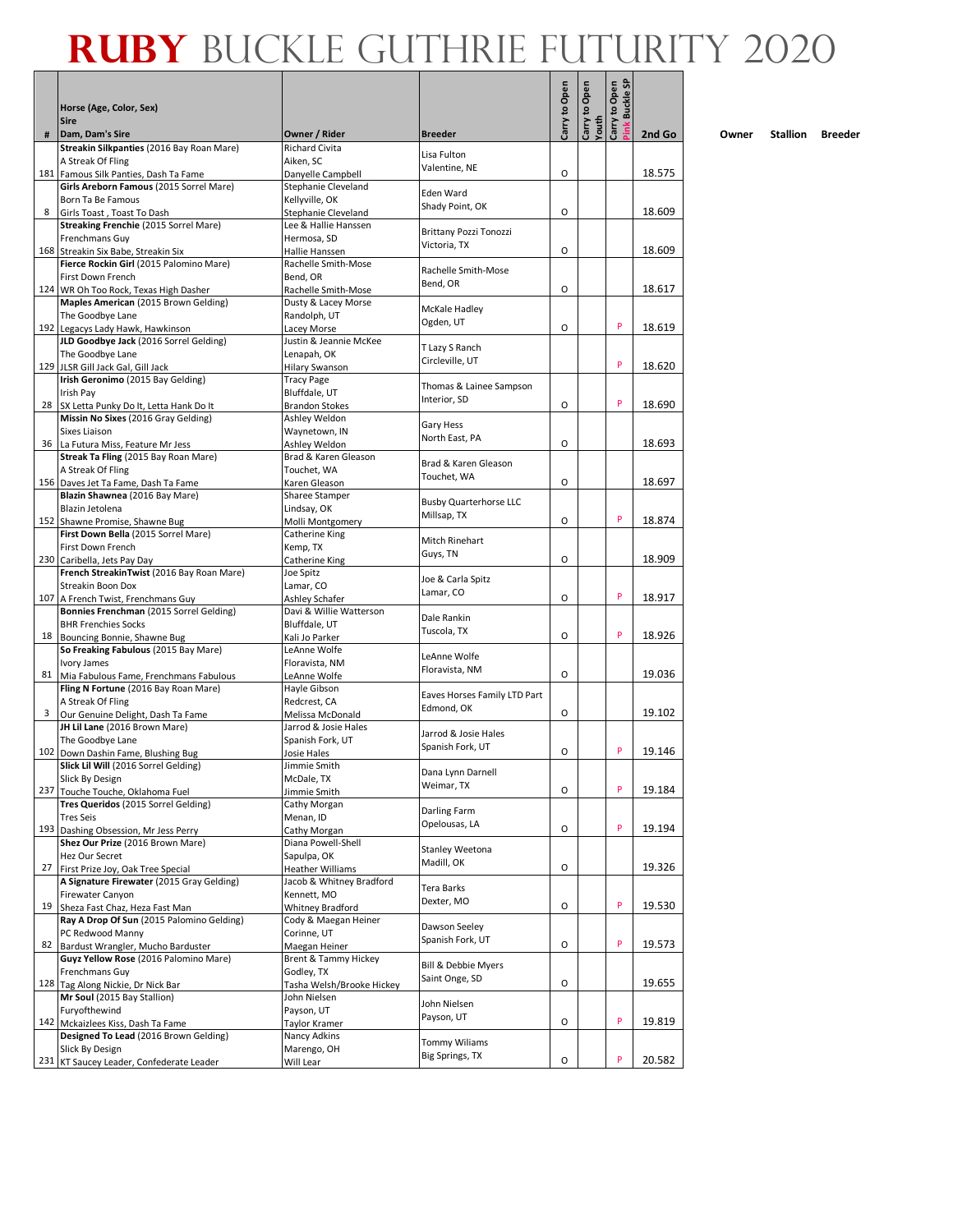# Ruby Buckle Guthrie Futurity 2020

| # | Horse (Age, Color, Sex)<br>Sire<br>Dam, Dam's Sire | Owner / Rider | Breeder | Carry to Open | Carry to Open Youth | Carry to Open Pink Buckle SP | 2nd Go | Owner | Stallion | Breeder |
|---|---|---|---|---|---|---|---|---|---|---|
| 181 | **Streakin Silkpanties** (2016 Bay Roan Mare)<br>A Streak Of Fling<br>Famous Silk Panties, Dash Ta Fame | Richard Civita<br>Aiken, SC<br>Danyelle Campbell | Lisa Fulton<br>Valentine, NE | O | | | 18.575 | | | |
| 8 | **Girls Areborn Famous** (2015 Sorrel Mare)<br>Born Ta Be Famous<br>Girls Toast , Toast To Dash | Stephanie Cleveland<br>Kellyville, OK<br>Stephanie Cleveland | Eden Ward<br>Shady Point, OK | O | | | 18.609 | | | |
| 168 | **Streaking Frenchie** (2015 Sorrel Mare)<br>Frenchmans Guy<br>Streakin Six Babe, Streakin Six | Lee & Hallie Hanssen<br>Hermosa, SD<br>Hallie Hanssen | Brittany Pozzi Tonozzi<br>Victoria, TX | O | | | 18.609 | | | |
| 124 | **Fierce Rockin Girl** (2015 Palomino Mare)<br>First Down French<br>WR Oh Too Rock, Texas High Dasher | Rachelle Smith-Mose<br>Bend, OR<br>Rachelle Smith-Mose | Rachelle Smith-Mose<br>Bend, OR | O | | | 18.617 | | | |
| 192 | **Maples American** (2015 Brown Gelding)<br>The Goodbye Lane<br>Legacys Lady Hawk, Hawkinson | Dusty & Lacey Morse<br>Randolph, UT<br>Lacey Morse | McKale Hadley<br>Ogden, UT | O | | P | 18.619 | | | |
| 129 | **JLD Goodbye Jack** (2016 Sorrel Gelding)<br>The Goodbye Lane<br>JLSR Gill Jack Gal, Gill Jack | Justin & Jeannie McKee<br>Lenapah, OK<br>Hilary Swanson | T Lazy S Ranch<br>Circleville, UT | | | P | 18.620 | | | |
| 28 | **Irish Geronimo** (2015 Bay Gelding)<br>Irish Pay<br>SX Letta Punky Do It, Letta Hank Do It | Tracy Page<br>Bluffdale, UT<br>Brandon Stokes | Thomas & Lainee Sampson<br>Interior, SD | O | | P | 18.690 | | | |
| 36 | **Missin No Sixes** (2016 Gray Gelding)<br>Sixes Liaison<br>La Futura Miss, Feature Mr Jess | Ashley Weldon<br>Waynetown, IN<br>Ashley Weldon | Gary Hess<br>North East, PA | O | | | 18.693 | | | |
| 156 | **Streak Ta Fling** (2015 Bay Roan Mare)<br>A Streak Of Fling<br>Daves Jet Ta Fame, Dash Ta Fame | Brad & Karen Gleason<br>Touchet, WA<br>Karen Gleason | Brad & Karen Gleason<br>Touchet, WA | O | | | 18.697 | | | |
| 152 | **Blazin Shawnea** (2016 Bay Mare)<br>Blazin Jetolena<br>Shawne Promise, Shawne Bug | Sharee Stamper<br>Lindsay, OK<br>Molli Montgomery | Busby Quarterhorse LLC<br>Millsap, TX | O | | P | 18.874 | | | |
| 230 | **First Down Bella** (2015 Sorrel Mare)<br>First Down French<br>Caribella, Jets Pay Day | Catherine King<br>Kemp, TX<br>Catherine King | Mitch Rinehart<br>Guys, TN | O | | | 18.909 | | | |
| 107 | **French StreakinTwist** (2016 Bay Roan Mare)<br>Streakin Boon Dox<br>A French Twist, Frenchmans Guy | Joe Spitz<br>Lamar, CO<br>Ashley Schafer | Joe & Carla Spitz<br>Lamar, CO | O | | P | 18.917 | | | |
| 18 | **Bonnies Frenchman** (2015 Sorrel Gelding)<br>BHR Frenchies Socks<br>Bouncing Bonnie, Shawne Bug | Davi & Willie Watterson<br>Bluffdale, UT<br>Kali Jo Parker | Dale Rankin<br>Tuscola, TX | O | | P | 18.926 | | | |
| 81 | **So Freaking Fabulous** (2015 Bay Mare)<br>Ivory James<br>Mia Fabulous Fame, Frenchmans Fabulous | LeAnne Wolfe<br>Floravista, NM<br>LeAnne Wolfe | LeAnne Wolfe<br>Floravista, NM | O | | | 19.036 | | | |
| 3 | **Fling N Fortune** (2016 Bay Roan Mare)<br>A Streak Of Fling<br>Our Genuine Delight, Dash Ta Fame | Hayle Gibson<br>Redcrest, CA<br>Melissa McDonald | Eaves Horses Family LTD Part<br>Edmond, OK | O | | | 19.102 | | | |
| 102 | **JH Lil Lane** (2016 Brown Mare)<br>The Goodbye Lane<br>Down Dashin Fame, Blushing Bug | Jarrod & Josie Hales<br>Spanish Fork, UT<br>Josie Hales | Jarrod & Josie Hales<br>Spanish Fork, UT | O | | P | 19.146 | | | |
| 237 | **Slick Lil Will** (2016 Sorrel Gelding)<br>Slick By Design<br>Touche Touche, Oklahoma Fuel | Jimmie Smith<br>McDale, TX<br>Jimmie Smith | Dana Lynn Darnell<br>Weimar, TX | O | | P | 19.184 | | | |
| 193 | **Tres Queridos** (2015 Sorrel Gelding)<br>Tres Seis<br>Dashing Obsession, Mr Jess Perry | Cathy Morgan<br>Menan, ID<br>Cathy Morgan | Darling Farm<br>Opelousas, LA | O | | P | 19.194 | | | |
| 27 | **Shez Our Prize** (2016 Brown Mare)<br>Hez Our Secret<br>First Prize Joy, Oak Tree Special | Diana Powell-Shell<br>Sapulpa, OK<br>Heather Williams | Stanley Weetona<br>Madill, OK | O | | | 19.326 | | | |
| 19 | **A Signature Firewater** (2015 Gray Gelding)<br>Firewater Canyon<br>Sheza Fast Chaz, Heza Fast Man | Jacob & Whitney Bradford<br>Kennett, MO<br>Whitney Bradford | Tera Barks<br>Dexter, MO | O | | P | 19.530 | | | |
| 82 | **Ray A Drop Of Sun** (2015 Palomino Gelding)<br>PC Redwood Manny<br>Bardust Wrangler, Mucho Barduster | Cody & Maegan Heiner<br>Corinne, UT<br>Maegan Heiner | Dawson Seeley<br>Spanish Fork, UT | O | | P | 19.573 | | | |
| 128 | **Guyz Yellow Rose** (2016 Palomino Mare)<br>Frenchmans Guy<br>Tag Along Nickie, Dr Nick Bar | Brent & Tammy Hickey<br>Godley, TX<br>Tasha Welsh/Brooke Hickey | Bill & Debbie Myers<br>Saint Onge, SD | O | | | 19.655 | | | |
| 142 | **Mr Soul** (2015 Bay Stallion)<br>Furyofthewind<br>Mckaizlees Kiss, Dash Ta Fame | John Nielsen<br>Payson, UT<br>Taylor Kramer | John Nielsen<br>Payson, UT | O | | P | 19.819 | | | |
| 231 | **Designed To Lead** (2016 Brown Gelding)<br>Slick By Design<br>KT Saucey Leader, Confederate Leader | Nancy Adkins<br>Marengo, OH<br>Will Lear | Tommy Wiliams<br>Big Springs, TX | O | | P | 20.582 | | | |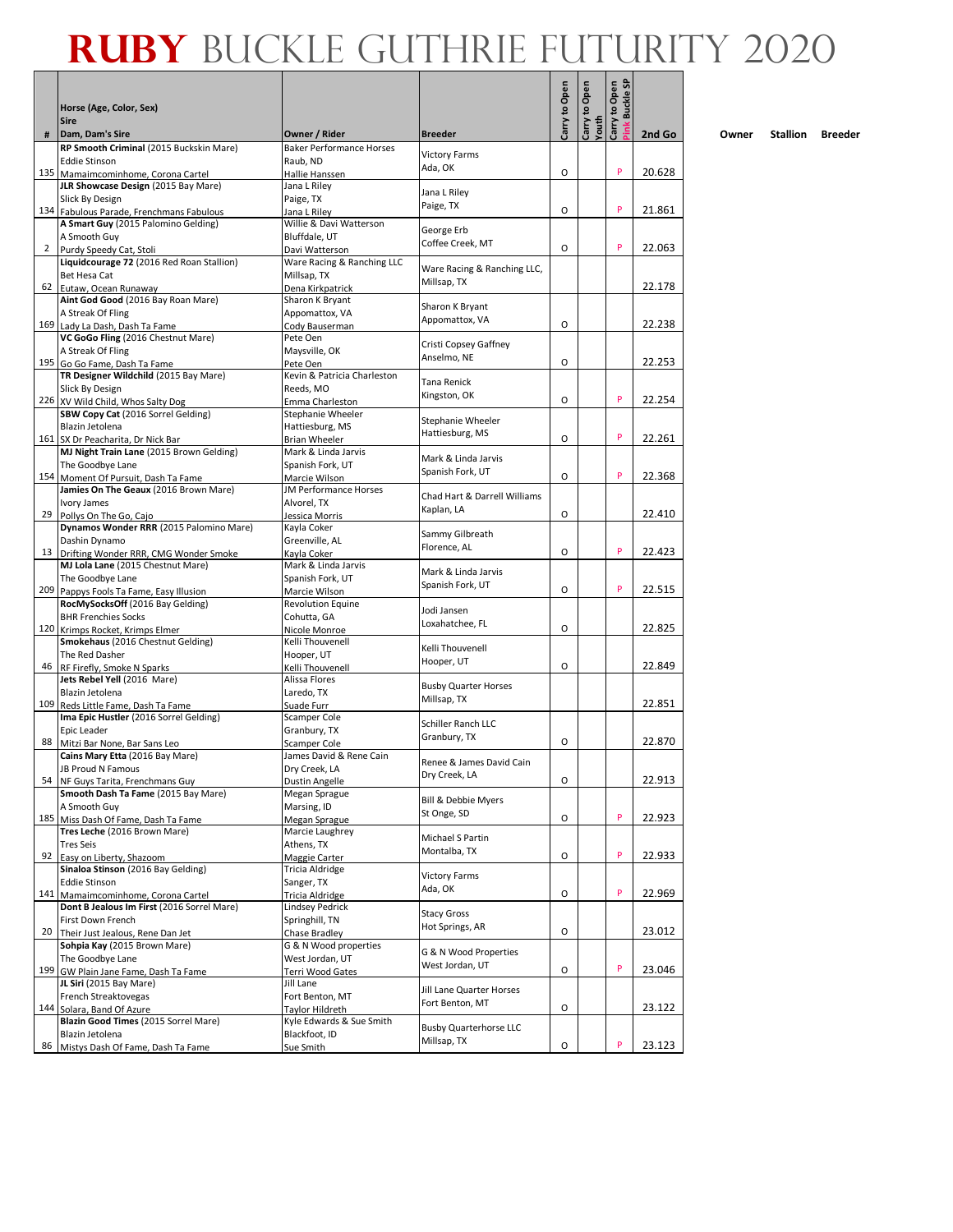# RUBY BUCKLE GUTHRIE FUTURITY 2020

| # | Horse (Age, Color, Sex) / Sire / Dam, Dam's Sire | Owner / Rider | Breeder | Carry to Open | Carry to Open Youth | Carry to Open Pink Buckle SP | 2nd Go | Owner | Stallion | Breeder |
|---|---|---|---|---|---|---|---|---|---|---|
| 135 | **RP Smooth Criminal** (2015 Buckskin Mare) Eddie Stinson Mamaimcominhome, Corona Cartel | Baker Performance Horses Raub, ND Hallie Hanssen | Victory Farms Ada, OK | O | | P | 20.628 | | | |
| 134 | **JLR Showcase Design** (2015 Bay Mare) Slick By Design Fabulous Parade, Frenchmans Fabulous | Jana L Riley Paige, TX Jana L Riley | Jana L Riley Paige, TX | O | | P | 21.861 | | | |
| 2 | **A Smart Guy** (2015 Palomino Gelding) A Smooth Guy Purdy Speedy Cat, Stoli | Willie & Davi Watterson Bluffdale, UT Davi Watterson | George Erb Coffee Creek, MT | O | | P | 22.063 | | | |
| 62 | **Liquidcourage 72** (2016 Red Roan Stallion) Bet Hesa Cat Eutaw, Ocean Runaway | Ware Racing & Ranching LLC Millsap, TX Dena Kirkpatrick | Ware Racing & Ranching LLC, Millsap, TX | | | | 22.178 | | | |
| 169 | **Aint God Good** (2016 Bay Roan Mare) A Streak Of Fling Lady La Dash, Dash Ta Fame | Sharon K Bryant Appomattox, VA Cody Bauserman | Sharon K Bryant Appomattox, VA | O | | | 22.238 | | | |
| 195 | **VC GoGo Fling** (2016 Chestnut Mare) A Streak Of Fling Go Go Fame, Dash Ta Fame | Pete Oen Maysville, OK Pete Oen | Cristi Copsey Gaffney Anselmo, NE | O | | | 22.253 | | | |
| 226 | **TR Designer Wildchild** (2015 Bay Mare) Slick By Design XV Wild Child, Whos Salty Dog | Kevin & Patricia Charleston Reeds, MO Emma Charleston | Tana Renick Kingston, OK | O | | P | 22.254 | | | |
| 161 | **SBW Copy Cat** (2016 Sorrel Gelding) Blazin Jetolena SX Dr Peacharita, Dr Nick Bar | Stephanie Wheeler Hattiesburg, MS Brian Wheeler | Stephanie Wheeler Hattiesburg, MS | O | | P | 22.261 | | | |
| 154 | **MJ Night Train Lane** (2015 Brown Gelding) The Goodbye Lane Moment Of Pursuit, Dash Ta Fame | Mark & Linda Jarvis Spanish Fork, UT Marcie Wilson | Mark & Linda Jarvis Spanish Fork, UT | O | | P | 22.368 | | | |
| 29 | **Jamies On The Geaux** (2016 Brown Mare) Ivory James Pollys On The Go, Cajo | JM Performance Horses Alvorel, TX Jessica Morris | Chad Hart & Darrell Williams Kaplan, LA | O | | | 22.410 | | | |
| 13 | **Dynamos Wonder RRR** (2015 Palomino Mare) Dashin Dynamo Drifting Wonder RRR, CMG Wonder Smoke | Kayla Coker Greenville, AL Kayla Coker | Sammy Gilbreath Florence, AL | O | | P | 22.423 | | | |
| 209 | **MJ Lola Lane** (2015 Chestnut Mare) The Goodbye Lane Pappys Fools Ta Fame, Easy Illusion | Mark & Linda Jarvis Spanish Fork, UT Marcie Wilson | Mark & Linda Jarvis Spanish Fork, UT | O | | P | 22.515 | | | |
| 120 | **RocMySocksOff** (2016 Bay Gelding) BHR Frenchies Socks Krimps Rocket, Krimps Elmer | Revolution Equine Cohutta, GA Nicole Monroe | Jodi Jansen Loxahatchee, FL | O | | | 22.825 | | | |
| 46 | **Smokehaus** (2016 Chestnut Gelding) The Red Dasher RF Firefly, Smoke N Sparks | Kelli Thouvenell Hooper, UT Kelli Thouvenell | Kelli Thouvenell Hooper, UT | O | | | 22.849 | | | |
| 109 | **Jets Rebel Yell** (2016 Mare) Blazin Jetolena Reds Little Fame, Dash Ta Fame | Alissa Flores Laredo, TX Suade Furr | Busby Quarter Horses Millsap, TX | | | | 22.851 | | | |
| 88 | **Ima Epic Hustler** (2016 Sorrel Gelding) Epic Leader Mitzi Bar None, Bar Sans Leo | Scamper Cole Granbury, TX Scamper Cole | Schiller Ranch LLC Granbury, TX | O | | | 22.870 | | | |
| 54 | **Cains Mary Etta** (2016 Bay Mare) JB Proud N Famous NF Guys Tarita, Frenchmans Guy | James David & Rene Cain Dry Creek, LA Dustin Angelle | Renee & James David Cain Dry Creek, LA | O | | | 22.913 | | | |
| 185 | **Smooth Dash Ta Fame** (2015 Bay Mare) A Smooth Guy Miss Dash Of Fame, Dash Ta Fame | Megan Sprague Marsing, ID Megan Sprague | Bill & Debbie Myers St Onge, SD | O | | P | 22.923 | | | |
| 92 | **Tres Leche** (2016 Brown Mare) Tres Seis Easy on Liberty, Shazoom | Marcie Laughrey Athens, TX Maggie Carter | Michael S Partin Montalba, TX | O | | P | 22.933 | | | |
| 141 | **Sinaloa Stinson** (2016 Bay Gelding) Eddie Stinson Mamaimcominhome, Corona Cartel | Tricia Aldridge Sanger, TX Tricia Aldridge | Victory Farms Ada, OK | O | | P | 22.969 | | | |
| 20 | **Dont B Jealous Im First** (2016 Sorrel Mare) First Down French Their Just Jealous, Rene Dan Jet | Lindsey Pedrick Springhill, TN Chase Bradley | Stacy Gross Hot Springs, AR | O | | | 23.012 | | | |
| 199 | **Sohpia Kay** (2015 Brown Mare) The Goodbye Lane GW Plain Jane Fame, Dash Ta Fame | G & N Wood properties West Jordan, UT Terri Wood Gates | G & N Wood Properties West Jordan, UT | O | | P | 23.046 | | | |
| 144 | **JL Siri** (2015 Bay Mare) French Streaktovegas Solara, Band Of Azure | Jill Lane Fort Benton, MT Taylor Hildreth | Jill Lane Quarter Horses Fort Benton, MT | O | | | 23.122 | | | |
| 86 | **Blazin Good Times** (2015 Sorrel Mare) Blazin Jetolena Mistys Dash Of Fame, Dash Ta Fame | Kyle Edwards & Sue Smith Blackfoot, ID Sue Smith | Busby Quarterhorse LLC Millsap, TX | O | | P | 23.123 | | | |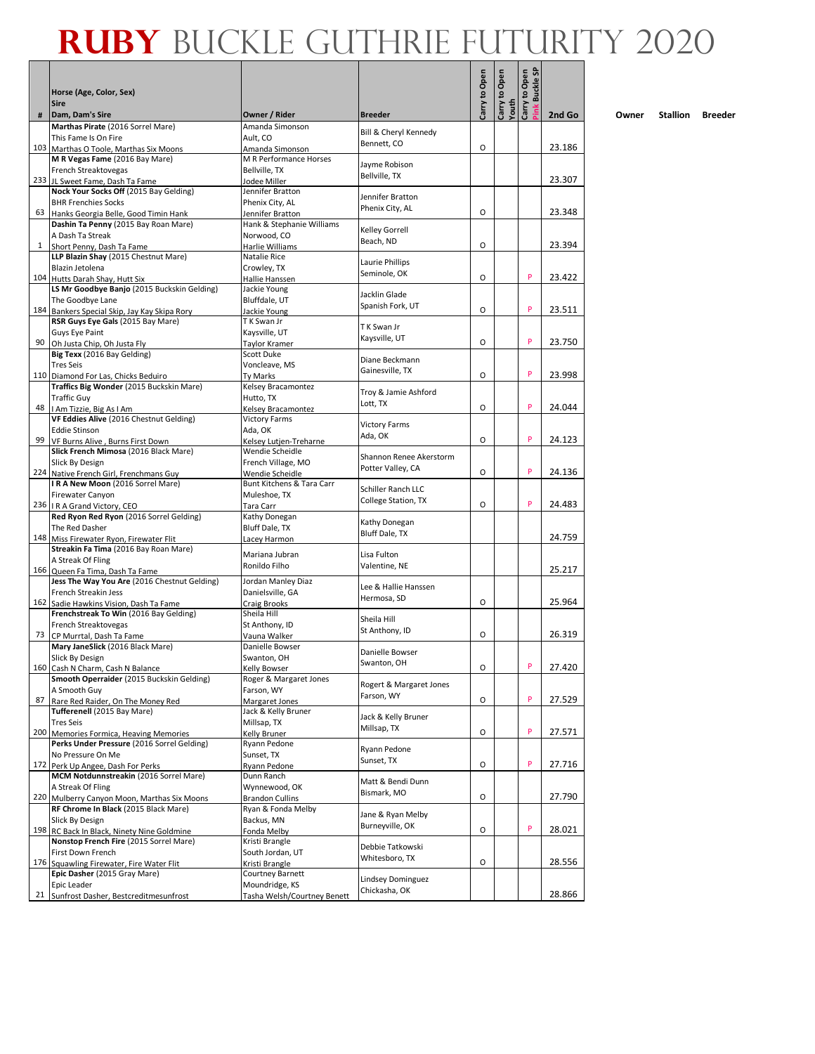# RUBY BUCKLE GUTHRIE FUTURITY 2020

| # | Horse (Age, Color, Sex) Sire Dam, Dam's Sire | Owner / Rider | Breeder | Carry to Open | Carry to Open Youth | Carry to Open Pink Buckle SP | 2nd Go | Owner | Stallion | Breeder |
|---|---|---|---|---|---|---|---|---|---|---|
| 103 | **Marthas Pirate** (2016 Sorrel Mare) This Fame Is On Fire Marthas O Toole, Marthas Six Moons | Amanda Simonson Ault, CO Amanda Simonson | Bill & Cheryl Kennedy Bennett, CO | O | | | 23.186 | | | |
| 233 | **M R Vegas Fame** (2016 Bay Mare) French Streaktovegas JL Sweet Fame, Dash Ta Fame | M R Performance Horses Bellville, TX Jodee Miller | Jayme Robison Bellville, TX | | | | 23.307 | | | |
| 63 | **Nock Your Socks Off** (2015 Bay Gelding) BHR Frenchies Socks Hanks Georgia Belle, Good Timin Hank | Jennifer Bratton Phenix City, AL Jennifer Bratton | Jennifer Bratton Phenix City, AL | O | | | 23.348 | | | |
| 1 | **Dashin Ta Penny** (2015 Bay Roan Mare) A Dash Ta Streak Short Penny, Dash Ta Fame | Hank & Stephanie Williams Norwood, CO Harlie Williams | Kelley Gorrell Beach, ND | O | | | 23.394 | | | |
| 104 | **LLP Blazin Shay** (2015 Chestnut Mare) Blazin Jetolena Hutts Darah Shay, Hutt Six | Natalie Rice Crowley, TX Hallie Hanssen | Laurie Phillips Seminole, OK | O | | P | 23.422 | | | |
| 184 | **LS Mr Goodbye Banjo** (2015 Buckskin Gelding) The Goodbye Lane Bankers Special Skip, Jay Kay Skipa Rory | Jackie Young Bluffdale, UT Jackie Young | Jacklin Glade Spanish Fork, UT | O | | P | 23.511 | | | |
| 90 | **RSR Guys Eye Gals** (2015 Bay Mare) Guys Eye Paint Oh Justa Chip, Oh Justa Fly | T K Swan Jr Kaysville, UT Taylor Kramer | T K Swan Jr Kaysville, UT | O | | P | 23.750 | | | |
| 110 | **Big Texx** (2016 Bay Gelding) Tres Seis Diamond For Las, Chicks Beduiro | Scott Duke Voncleave, MS Ty Marks | Diane Beckmann Gainesville, TX | O | | P | 23.998 | | | |
| 48 | **Traffics Big Wonder** (2015 Buckskin Mare) Traffic Guy I Am Tizzie, Big As I Am | Kelsey Bracamontez Hutto, TX Kelsey Bracamontez | Troy & Jamie Ashford Lott, TX | O | | P | 24.044 | | | |
| 99 | **VF Eddies Alive** (2016 Chestnut Gelding) Eddie Stinson VF Burns Alive, Burns First Down | Victory Farms Ada, OK Kelsey Lutjen-Treharne | Victory Farms Ada, OK | O | | P | 24.123 | | | |
| 224 | **Slick French Mimosa** (2016 Black Mare) Slick By Design Native French Girl, Frenchmans Guy | Wendie Scheidle French Village, MO Wendie Scheidle | Shannon Renee Akerstorm Potter Valley, CA | O | | P | 24.136 | | | |
| 236 | **I R A New Moon** (2016 Sorrel Mare) Firewater Canyon I R A Grand Victory, CEO | Bunt Kitchens & Tara Carr Muleshoe, TX Tara Carr | Schiller Ranch LLC College Station, TX | O | | P | 24.483 | | | |
| 148 | **Red Ryon Red Ryon** (2016 Sorrel Gelding) The Red Dasher Miss Firewater Ryon, Firewater Flit | Kathy Donegan Bluff Dale, TX Lacey Harmon | Kathy Donegan Bluff Dale, TX | | | | 24.759 | | | |
| 166 | **Streakin Fa Tima** (2016 Bay Roan Mare) A Streak Of Fling Queen Fa Tima, Dash Ta Fame | Mariana Jubran Ronildo Filho | Lisa Fulton Valentine, NE | | | | 25.217 | | | |
| 162 | **Jess The Way You Are** (2016 Chestnut Gelding) French Streakin Jess Sadie Hawkins Vision, Dash Ta Fame | Jordan Manley Diaz Danielsville, GA Craig Brooks | Lee & Hallie Hanssen Hermosa, SD | O | | | 25.964 | | | |
| 73 | **Frenchstreak To Win** (2016 Bay Gelding) French Streaktovegas CP Murrtal, Dash Ta Fame | Sheila Hill St Anthony, ID Vauna Walker | Sheila Hill St Anthony, ID | O | | | 26.319 | | | |
| 160 | **Mary JaneSlick** (2016 Black Mare) Slick By Design Cash N Charm, Cash N Balance | Danielle Bowser Swanton, OH Kelly Bowser | Danielle Bowser Swanton, OH | O | | P | 27.420 | | | |
| 87 | **Smooth Operraider** (2015 Buckskin Gelding) A Smooth Guy Rare Red Raider, On The Money Red | Roger & Margaret Jones Farson, WY Margaret Jones | Rogert & Margaret Jones Farson, WY | O | | P | 27.529 | | | |
| 200 | **Tufferenell** (2015 Bay Mare) Tres Seis Memories Formica, Heaving Memories | Jack & Kelly Bruner Millsap, TX Kelly Bruner | Jack & Kelly Bruner Millsap, TX | O | | P | 27.571 | | | |
| 172 | **Perks Under Pressure** (2016 Sorrel Gelding) No Pressure On Me Perk Up Angee, Dash For Perks | Ryann Pedone Sunset, TX Ryann Pedone | Ryann Pedone Sunset, TX | O | | P | 27.716 | | | |
| 220 | **MCM Notdunnstreakin** (2016 Sorrel Mare) A Streak Of Fling Mulberry Canyon Moon, Marthas Six Moons | Dunn Ranch Wynnewood, OK Brandon Cullins | Matt & Bendi Dunn Bismark, MO | O | | | 27.790 | | | |
| 198 | **RF Chrome In Black** (2015 Black Mare) Slick By Design RC Back In Black, Ninety Nine Goldmine | Ryan & Fonda Melby Backus, MN Fonda Melby | Jane & Ryan Melby Burneyville, OK | O | | P | 28.021 | | | |
| 176 | **Nonstop French Fire** (2015 Sorrel Mare) First Down French Squawling Firewater, Fire Water Flit | Kristi Brangle South Jordan, UT Kristi Brangle | Debbie Tatkowski Whitesboro, TX | O | | | 28.556 | | | |
| 21 | **Epic Dasher** (2015 Gray Mare) Epic Leader Sunfrost Dasher, Bestcreditmesunfrost | Courtney Barnett Moundridge, KS Tasha Welsh/Courtney Benett | Lindsey Dominguez Chickasha, OK | | | | 28.866 | | | |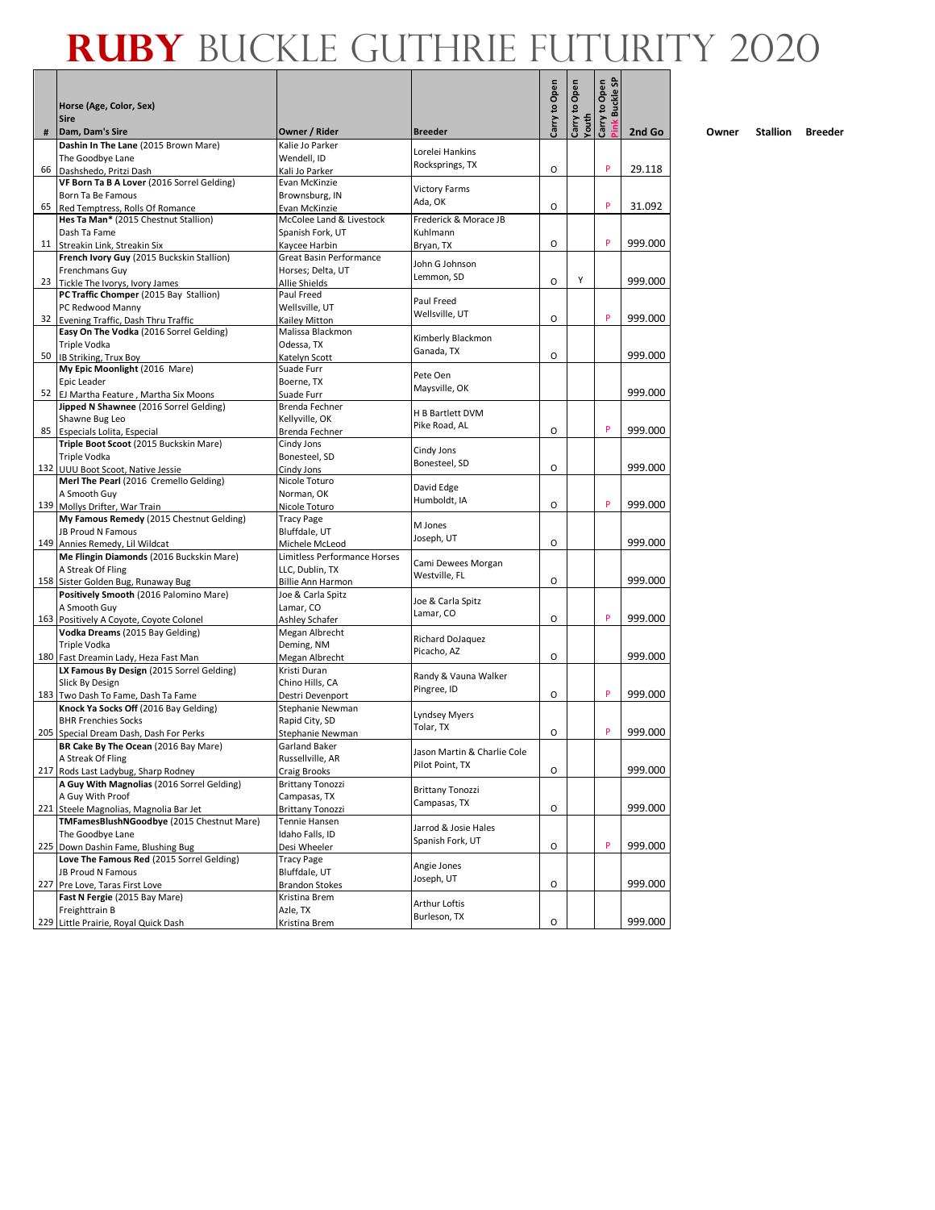# RUBY BUCKLE GUTHRIE FUTURITY 2020

| # | Horse (Age, Color, Sex)<br>Sire<br>Dam, Dam's Sire | Owner / Rider | Breeder | Carry to Open | Carry to Open Youth | Carry to Open Pink Buckle SP | 2nd Go | Owner | Stallion | Breeder |
|---|---|---|---|---|---|---|---|---|---|---|
| 66 | **Dashin In The Lane** (2015 Brown Mare)<br>The Goodbye Lane<br>Dashshedo, Pritzi Dash | Kalie Jo Parker<br>Wendell, ID<br>Kali Jo Parker | Lorelei Hankins<br>Rocksprings, TX | O | | P | 29.118 | | | |
| 65 | **VF Born Ta B A Lover** (2016 Sorrel Gelding)<br>Born Ta Be Famous<br>Red Temptress, Rolls Of Romance | Evan McKinzie<br>Brownsburg, IN<br>Evan McKinzie | Victory Farms<br>Ada, OK | O | | P | 31.092 | | | |
| 11 | **Hes Ta Man*** (2015 Chestnut Stallion)<br>Dash Ta Fame<br>Streakin Link, Streakin Six | McColee Land & Livestock<br>Spanish Fork, UT<br>Kaycee Harbin | Frederick & Morace JB Kuhlmann<br>Bryan, TX | O | | P | 999.000 | | | |
| 23 | **French Ivory Guy** (2015 Buckskin Stallion)<br>Frenchmans Guy<br>Tickle The Ivorys, Ivory James | Great Basin Performance Horses; Delta, UT<br>Allie Shields | John G Johnson<br>Lemmon, SD | O | Y | | 999.000 | | | |
| 32 | **PC Traffic Chomper** (2015 Bay Stallion)<br>PC Redwood Manny<br>Evening Traffic, Dash Thru Traffic | Paul Freed<br>Wellsville, UT<br>Kailey Mitton | Paul Freed<br>Wellsville, UT | O | | P | 999.000 | | | |
| 50 | **Easy On The Vodka** (2016 Sorrel Gelding)<br>Triple Vodka<br>IB Striking, Trux Boy | Malissa Blackmon<br>Odessa, TX<br>Katelyn Scott | Kimberly Blackmon<br>Ganada, TX | O | | | 999.000 | | | |
| 52 | **My Epic Moonlight** (2016 Mare)<br>Epic Leader<br>EJ Martha Feature , Martha Six Moons | Suade Furr<br>Boerne, TX<br>Suade Furr | Pete Oen<br>Maysville, OK | | | | 999.000 | | | |
| 85 | **Jipped N Shawnee** (2016 Sorrel Gelding)<br>Shawne Bug Leo<br>Especials Lolita, Especial | Brenda Fechner<br>Kellyville, OK<br>Brenda Fechner | H B Bartlett DVM<br>Pike Road, AL | O | | P | 999.000 | | | |
| 132 | **Triple Boot Scoot** (2015 Buckskin Mare)<br>Triple Vodka<br>UUU Boot Scoot, Native Jessie | Cindy Jons<br>Bonesteel, SD<br>Cindy Jons | Cindy Jons<br>Bonesteel, SD | O | | | 999.000 | | | |
| 139 | **Merl The Pearl** (2016 Cremello Gelding)<br>A Smooth Guy<br>Mollys Drifter, War Train | Nicole Toturo<br>Norman, OK<br>Nicole Toturo | David Edge<br>Humboldt, IA | O | | P | 999.000 | | | |
| 149 | **My Famous Remedy** (2015 Chestnut Gelding)<br>JB Proud N Famous<br>Annies Remedy, Lil Wildcat | Tracy Page<br>Bluffdale, UT<br>Michele McLeod | M Jones<br>Joseph, UT | O | | | 999.000 | | | |
| 158 | **Me Flingin Diamonds** (2016 Buckskin Mare)<br>A Streak Of Fling<br>Sister Golden Bug, Runaway Bug | Limitless Performance Horses LLC, Dublin, TX<br>Billie Ann Harmon | Cami Dewees Morgan<br>Westville, FL | O | | | 999.000 | | | |
| 163 | **Positively Smooth** (2016 Palomino Mare)<br>A Smooth Guy<br>Positively A Coyote, Coyote Colonel | Joe & Carla Spitz<br>Lamar, CO<br>Ashley Schafer | Joe & Carla Spitz<br>Lamar, CO | O | | P | 999.000 | | | |
| 180 | **Vodka Dreams** (2015 Bay Gelding)<br>Triple Vodka<br>Fast Dreamin Lady, Heza Fast Man | Megan Albrecht<br>Deming, NM<br>Megan Albrecht | Richard DoJaquez<br>Picacho, AZ | O | | | 999.000 | | | |
| 183 | **LX Famous By Design** (2015 Sorrel Gelding)<br>Slick By Design<br>Two Dash To Fame, Dash Ta Fame | Kristi Duran<br>Chino Hills, CA<br>Destri Devenport | Randy & Vauna Walker<br>Pingree, ID | O | | P | 999.000 | | | |
| 205 | **Knock Ya Socks Off** (2016 Bay Gelding)<br>BHR Frenchies Socks<br>Special Dream Dash, Dash For Perks | Stephanie Newman<br>Rapid City, SD<br>Stephanie Newman | Lyndsey Myers<br>Tolar, TX | O | | P | 999.000 | | | |
| 217 | **BR Cake By The Ocean** (2016 Bay Mare)<br>A Streak Of Fling<br>Rods Last Ladybug, Sharp Rodney | Garland Baker<br>Russellville, AR<br>Craig Brooks | Jason Martin & Charlie Cole<br>Pilot Point, TX | O | | | 999.000 | | | |
| 221 | **A Guy With Magnolias** (2016 Sorrel Gelding)<br>A Guy With Proof<br>Steele Magnolias, Magnolia Bar Jet | Brittany Tonozzi<br>Campasas, TX<br>Brittany Tonozzi | Brittany Tonozzi<br>Campasas, TX | O | | | 999.000 | | | |
| 225 | **TMFamesBlushNGoodbye** (2015 Chestnut Mare)<br>The Goodbye Lane<br>Down Dashin Fame, Blushing Bug | Tennie Hansen<br>Idaho Falls, ID<br>Desi Wheeler | Jarrod & Josie Hales<br>Spanish Fork, UT | O | | P | 999.000 | | | |
| 227 | **Love The Famous Red** (2015 Sorrel Gelding)<br>JB Proud N Famous<br>Pre Love, Taras First Love | Tracy Page<br>Bluffdale, UT<br>Brandon Stokes | Angie Jones<br>Joseph, UT | O | | | 999.000 | | | |
| 229 | **Fast N Fergie** (2015 Bay Mare)<br>Freighttrain B<br>Little Prairie, Royal Quick Dash | Kristina Brem<br>Azle, TX<br>Kristina Brem | Arthur Loftis<br>Burleson, TX | O | | | 999.000 | | | |